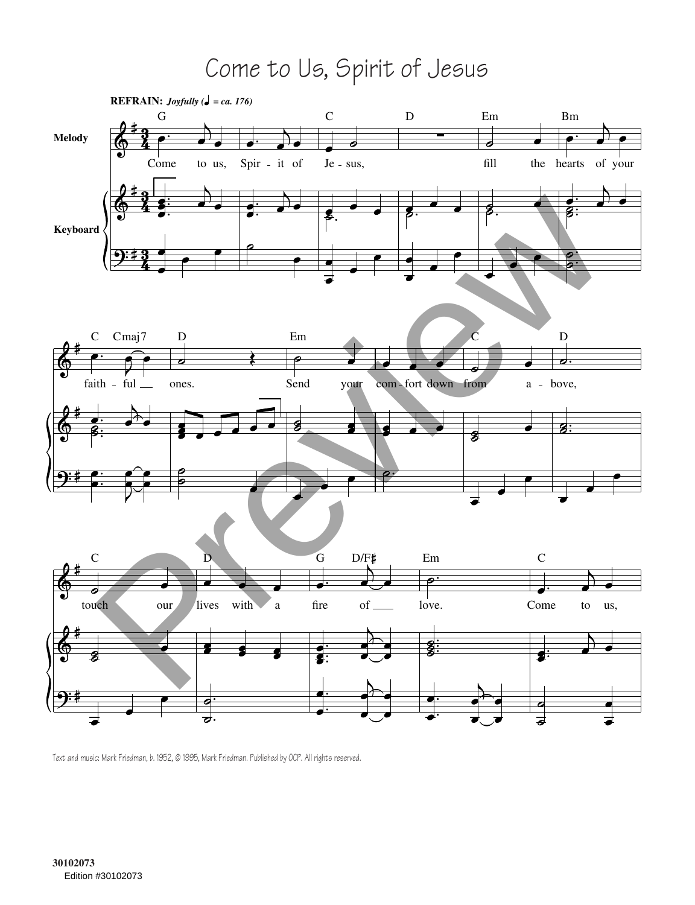# Come to Us, Spirit of Jesus

**REFRAIN:** ***Joyfully (♩ = ca. 176)***

Come to us, Spirit of Jesus, fill the hearts of your faithful ones. Send your comfort down from above, touch our lives with a fire of love. Come to us,

Text and music: Mark Friedman, b. 1952, © 1995, Mark Friedman. Published by OCP. All rights reserved.

30102073
Edition #30102073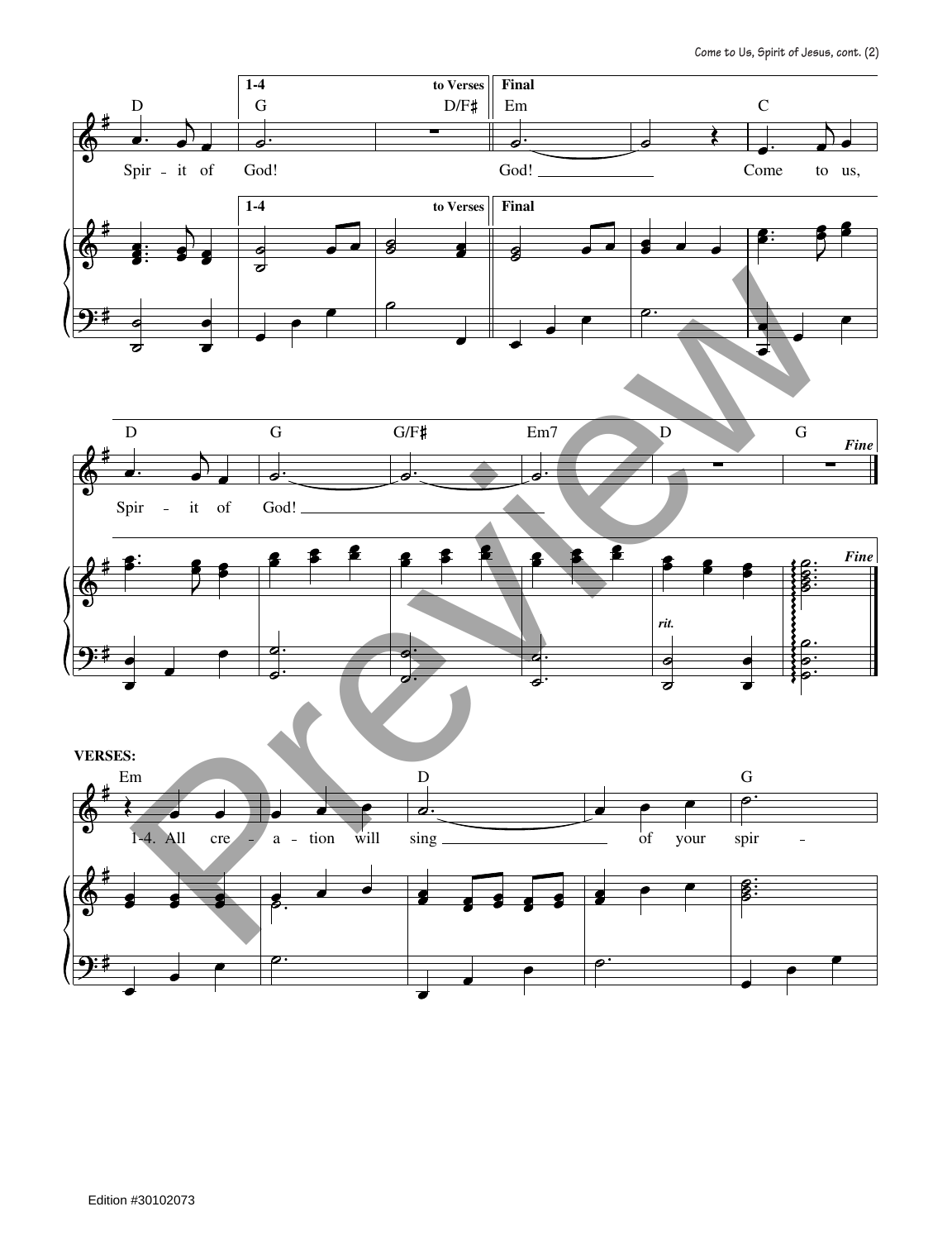1-4 to Verses | Final

D G D/F♯ Em C

Spir - it of God! God! Come to us,

D G G/F♯ Em7 D G *Fine*

Spir - it of God!

*rit.*

**VERSES:**

Em D G

1-4. All cre - a - tion will sing of your spir -

Edition #30102073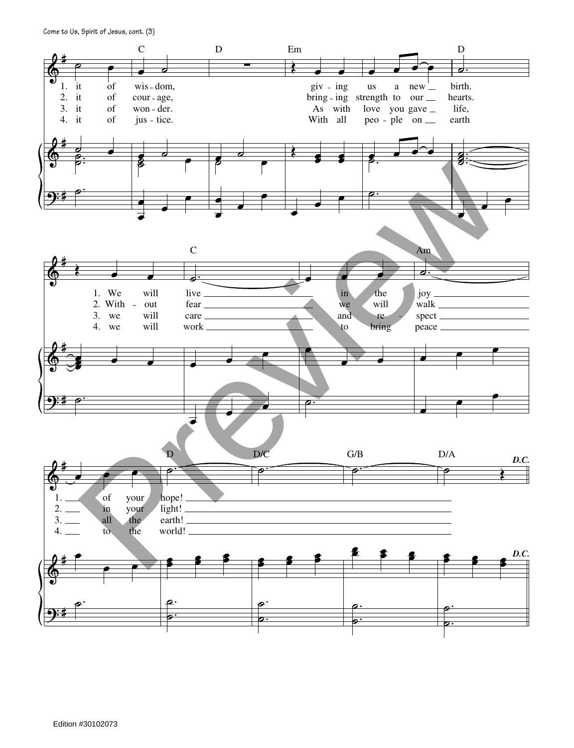C D Em D

1. it of wis - dom, giv - ing us a new birth.
2. it of cour - age, bring - ing strength to our hearts.
3. it of won - der. As with love you gave life,
4. it of jus - tice. With all peo - ple on earth

C Am

1. We will live in the joy
2. With - out fear we will walk
3. we will care and re - spect
4. we will work to bring peace

D D/C G/B D/A *D.C.*

1. of your hope!
2. in your light!
3. all the earth!
4. to the world!

*D.C.*